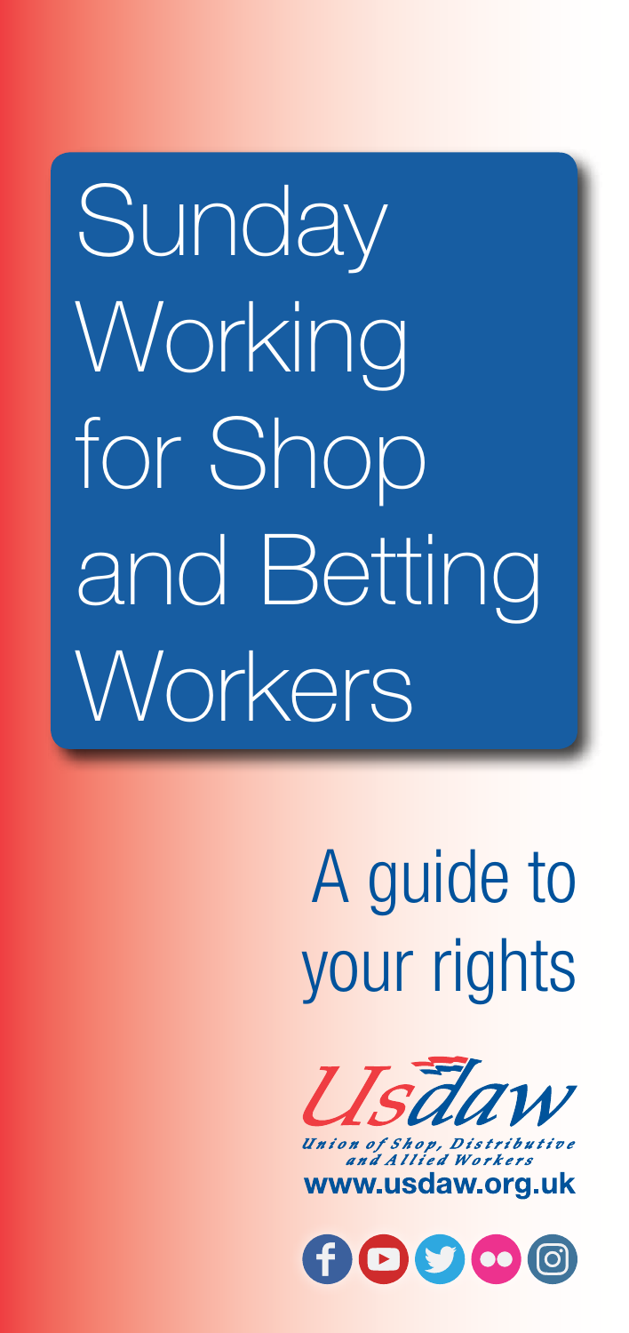# Sunday Working for Shop and Betting Workers

## A guide to your rights

Usdaw

Union of Shop, Distributive and Allied Workers

www.usdaw.org.uk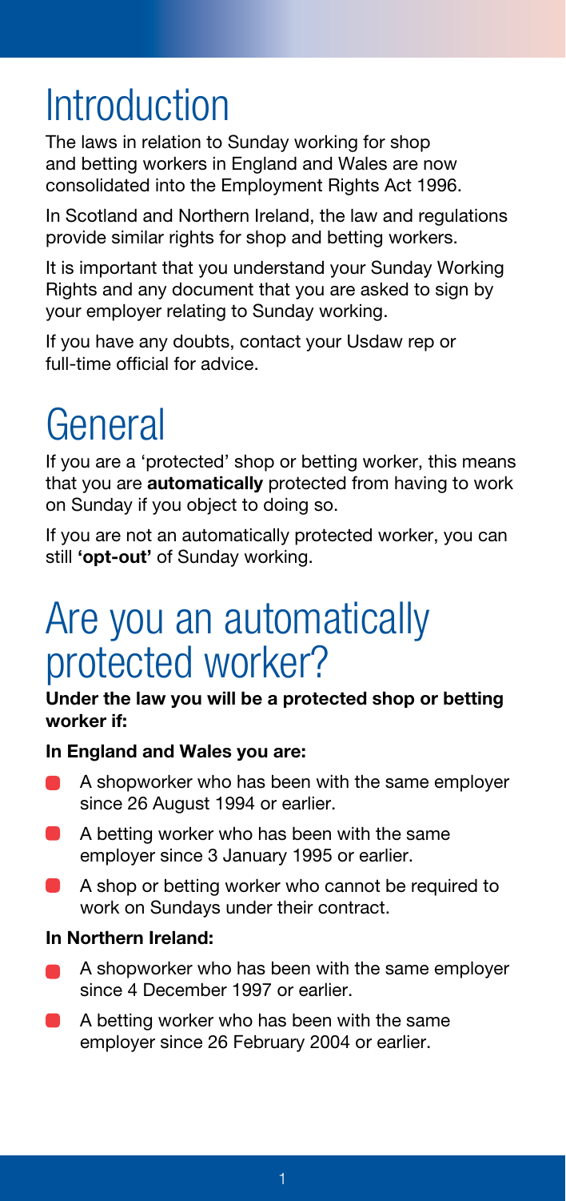# Introduction

The laws in relation to Sunday working for shop and betting workers in England and Wales are now consolidated into the Employment Rights Act 1996.

In Scotland and Northern Ireland, the law and regulations provide similar rights for shop and betting workers.

It is important that you understand your Sunday Working Rights and any document that you are asked to sign by your employer relating to Sunday working.

If you have any doubts, contact your Usdaw rep or full-time official for advice.

# General

If you are a 'protected' shop or betting worker, this means that you are **automatically** protected from having to work on Sunday if you object to doing so.

If you are not an automatically protected worker, you can still **'opt-out'** of Sunday working.

# Are you an automatically protected worker?

**Under the law you will be a protected shop or betting worker if:**

**In England and Wales you are:**

- A shopworker who has been with the same employer since 26 August 1994 or earlier.
- A betting worker who has been with the same employer since 3 January 1995 or earlier.
- A shop or betting worker who cannot be required to work on Sundays under their contract.

**In Northern Ireland:**

- A shopworker who has been with the same employer since 4 December 1997 or earlier.
- A betting worker who has been with the same employer since 26 February 2004 or earlier.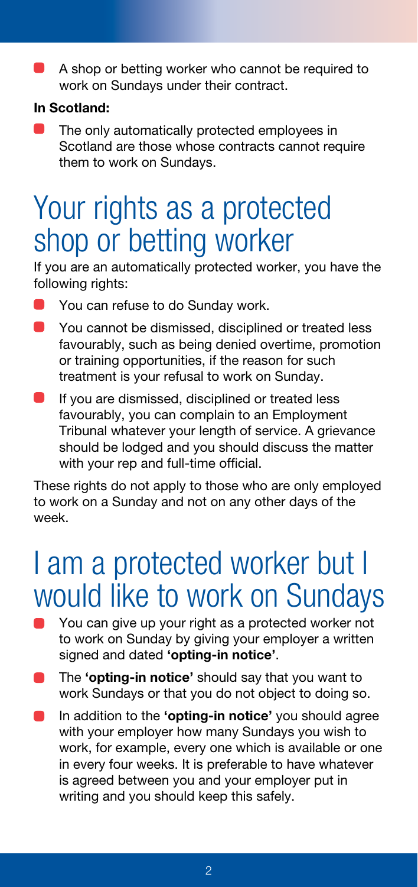- A shop or betting worker who cannot be required to work on Sundays under their contract.

**In Scotland:**

- The only automatically protected employees in Scotland are those whose contracts cannot require them to work on Sundays.

# Your rights as a protected shop or betting worker

If you are an automatically protected worker, you have the following rights:

- You can refuse to do Sunday work.
- You cannot be dismissed, disciplined or treated less favourably, such as being denied overtime, promotion or training opportunities, if the reason for such treatment is your refusal to work on Sunday.
- If you are dismissed, disciplined or treated less favourably, you can complain to an Employment Tribunal whatever your length of service. A grievance should be lodged and you should discuss the matter with your rep and full-time official.

These rights do not apply to those who are only employed to work on a Sunday and not on any other days of the week.

# I am a protected worker but I would like to work on Sundays

- You can give up your right as a protected worker not to work on Sunday by giving your employer a written signed and dated **'opting-in notice'**.
- The **'opting-in notice'** should say that you want to work Sundays or that you do not object to doing so.
- In addition to the **'opting-in notice'** you should agree with your employer how many Sundays you wish to work, for example, every one which is available or one in every four weeks. It is preferable to have whatever is agreed between you and your employer put in writing and you should keep this safely.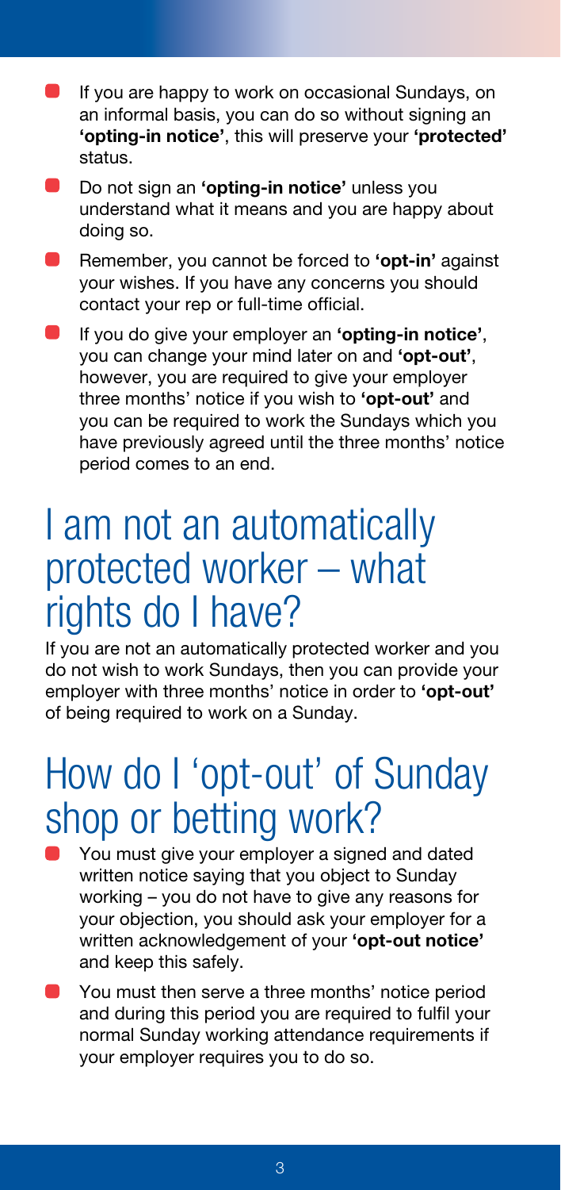- If you are happy to work on occasional Sundays, on an informal basis, you can do so without signing an **'opting-in notice'**, this will preserve your **'protected'** status.
- Do not sign an **'opting-in notice'** unless you understand what it means and you are happy about doing so.
- Remember, you cannot be forced to **'opt-in'** against your wishes. If you have any concerns you should contact your rep or full-time official.
- If you do give your employer an **'opting-in notice'**, you can change your mind later on and **'opt-out'**, however, you are required to give your employer three months' notice if you wish to **'opt-out'** and you can be required to work the Sundays which you have previously agreed until the three months' notice period comes to an end.

## I am not an automatically protected worker – what rights do I have?

If you are not an automatically protected worker and you do not wish to work Sundays, then you can provide your employer with three months' notice in order to **'opt-out'** of being required to work on a Sunday.

## How do I 'opt-out' of Sunday shop or betting work?

- You must give your employer a signed and dated written notice saying that you object to Sunday working – you do not have to give any reasons for your objection, you should ask your employer for a written acknowledgement of your **'opt-out notice'** and keep this safely.
- You must then serve a three months' notice period and during this period you are required to fulfil your normal Sunday working attendance requirements if your employer requires you to do so.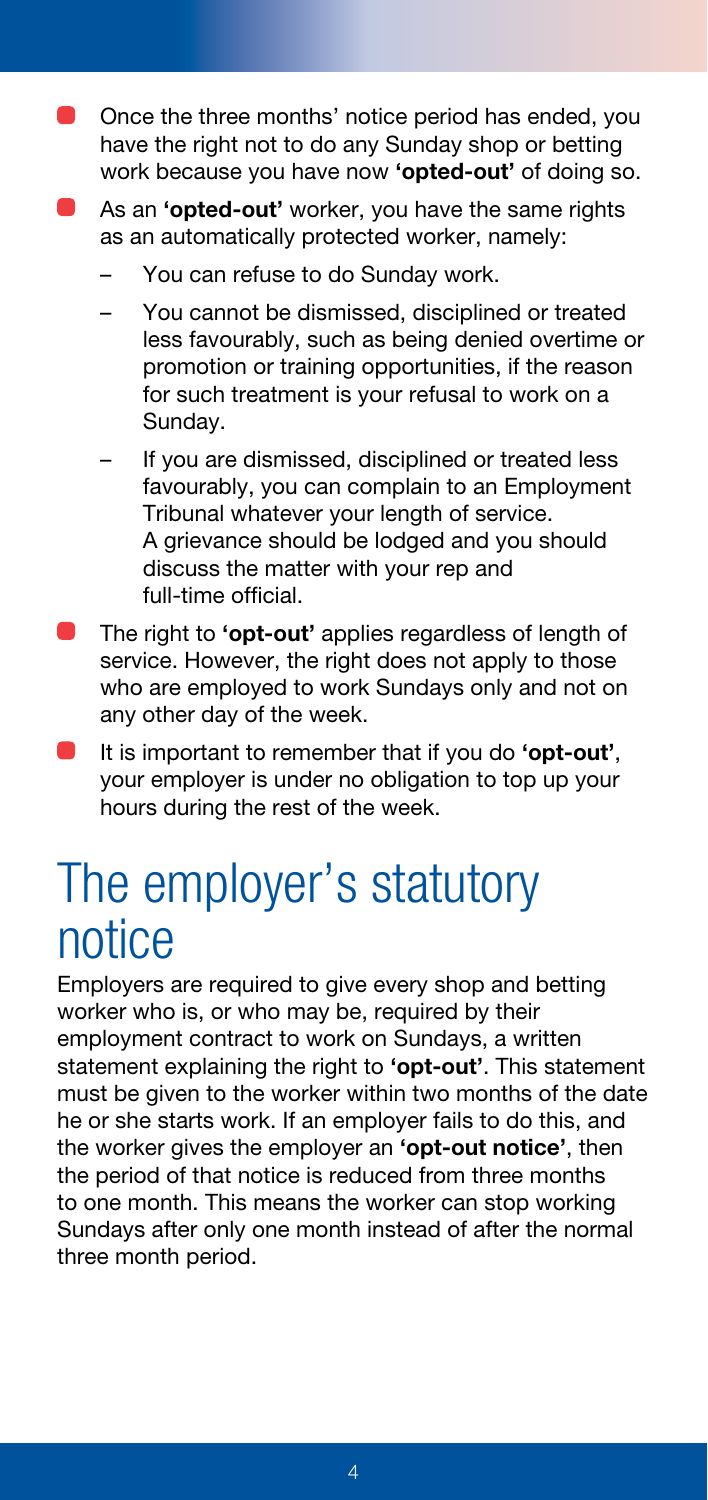- Once the three months' notice period has ended, you have the right not to do any Sunday shop or betting work because you have now **'opted-out'** of doing so.
- As an **'opted-out'** worker, you have the same rights as an automatically protected worker, namely:
  - You can refuse to do Sunday work.
  - You cannot be dismissed, disciplined or treated less favourably, such as being denied overtime or promotion or training opportunities, if the reason for such treatment is your refusal to work on a Sunday.
  - If you are dismissed, disciplined or treated less favourably, you can complain to an Employment Tribunal whatever your length of service. A grievance should be lodged and you should discuss the matter with your rep and full-time official.
- The right to **'opt-out'** applies regardless of length of service. However, the right does not apply to those who are employed to work Sundays only and not on any other day of the week.
- It is important to remember that if you do **'opt-out'**, your employer is under no obligation to top up your hours during the rest of the week.

# The employer's statutory notice

Employers are required to give every shop and betting worker who is, or who may be, required by their employment contract to work on Sundays, a written statement explaining the right to **'opt-out'**. This statement must be given to the worker within two months of the date he or she starts work. If an employer fails to do this, and the worker gives the employer an **'opt-out notice'**, then the period of that notice is reduced from three months to one month. This means the worker can stop working Sundays after only one month instead of after the normal three month period.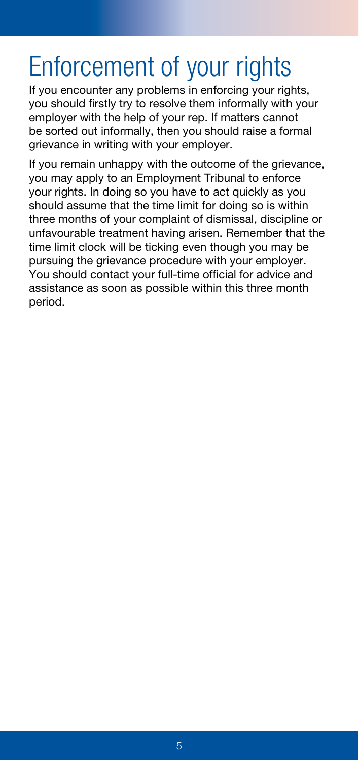# Enforcement of your rights

If you encounter any problems in enforcing your rights, you should firstly try to resolve them informally with your employer with the help of your rep. If matters cannot be sorted out informally, then you should raise a formal grievance in writing with your employer.

If you remain unhappy with the outcome of the grievance, you may apply to an Employment Tribunal to enforce your rights. In doing so you have to act quickly as you should assume that the time limit for doing so is within three months of your complaint of dismissal, discipline or unfavourable treatment having arisen. Remember that the time limit clock will be ticking even though you may be pursuing the grievance procedure with your employer. You should contact your full-time official for advice and assistance as soon as possible within this three month period.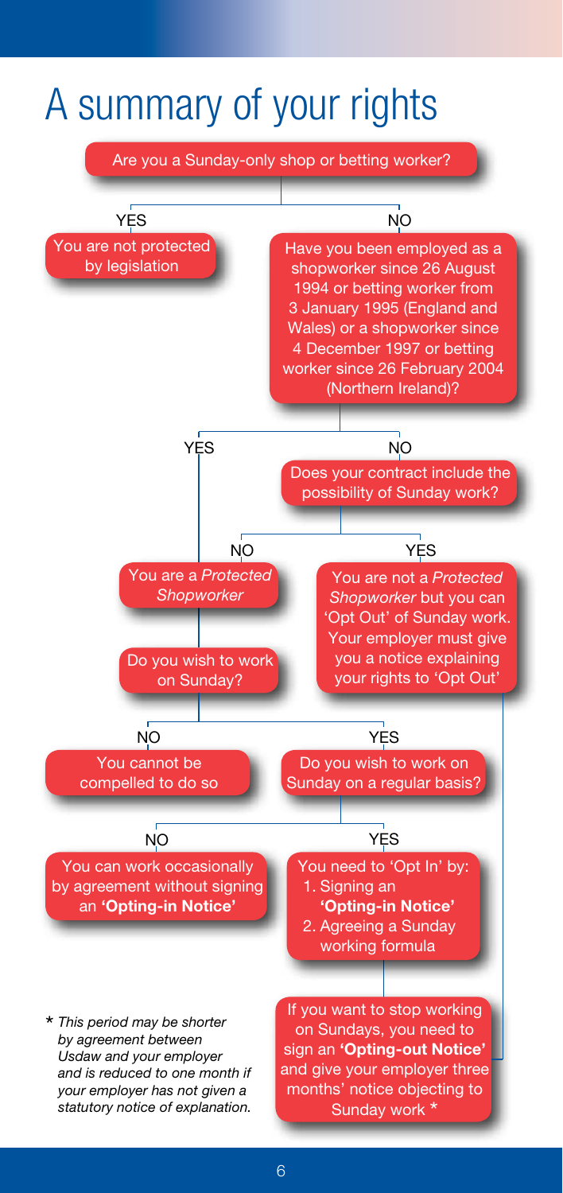# A summary of your rights

**Are you a Sunday-only shop or betting worker?**

- **YES:** You are not protected by legislation
- **NO:** Have you been employed as a shopworker since 26 August 1994 or betting worker from 3 January 1995 (England and Wales) or a shopworker since 4 December 1997 or betting worker since 26 February 2004 (Northern Ireland)?
  - **YES:** You are a *Protected Shopworker*
  - **NO:** Does your contract include the possibility of Sunday work?
    - **NO:** You are a *Protected Shopworker*
    - **YES:** You are not a *Protected Shopworker* but you can 'Opt Out' of Sunday work. Your employer must give you a notice explaining your rights to 'Opt Out'

**If you are a *Protected Shopworker*: Do you wish to work on Sunday?**

- **NO:** You cannot be compelled to do so
- **YES:** Do you wish to work on Sunday on a regular basis?
  - **NO:** You can work occasionally by agreement without signing an **'Opting-in Notice'**
  - **YES:** You need to 'Opt In' by:
    1. Signing an **'Opting-in Notice'**
    2. Agreeing a Sunday working formula

If you want to stop working on Sundays, you need to sign an **'Opting-out Notice'** and give your employer three months' notice objecting to Sunday work *

\* *This period may be shorter by agreement between Usdaw and your employer and is reduced to one month if your employer has not given a statutory notice of explanation.*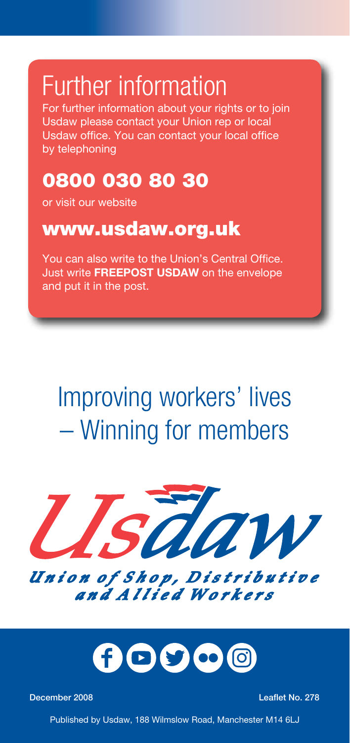# Further information

For further information about your rights or to join Usdaw please contact your Union rep or local Usdaw office. You can contact your local office by telephoning

## 0800 030 80 30

or visit our website

## www.usdaw.org.uk

You can also write to the Union's Central Office. Just write **FREEPOST USDAW** on the envelope and put it in the post.

# Improving workers' lives – Winning for members

Usdaw

*Union of Shop, Distributive and Allied Workers*

December 2008

Leaflet No. 278

Published by Usdaw, 188 Wilmslow Road, Manchester M14 6LJ